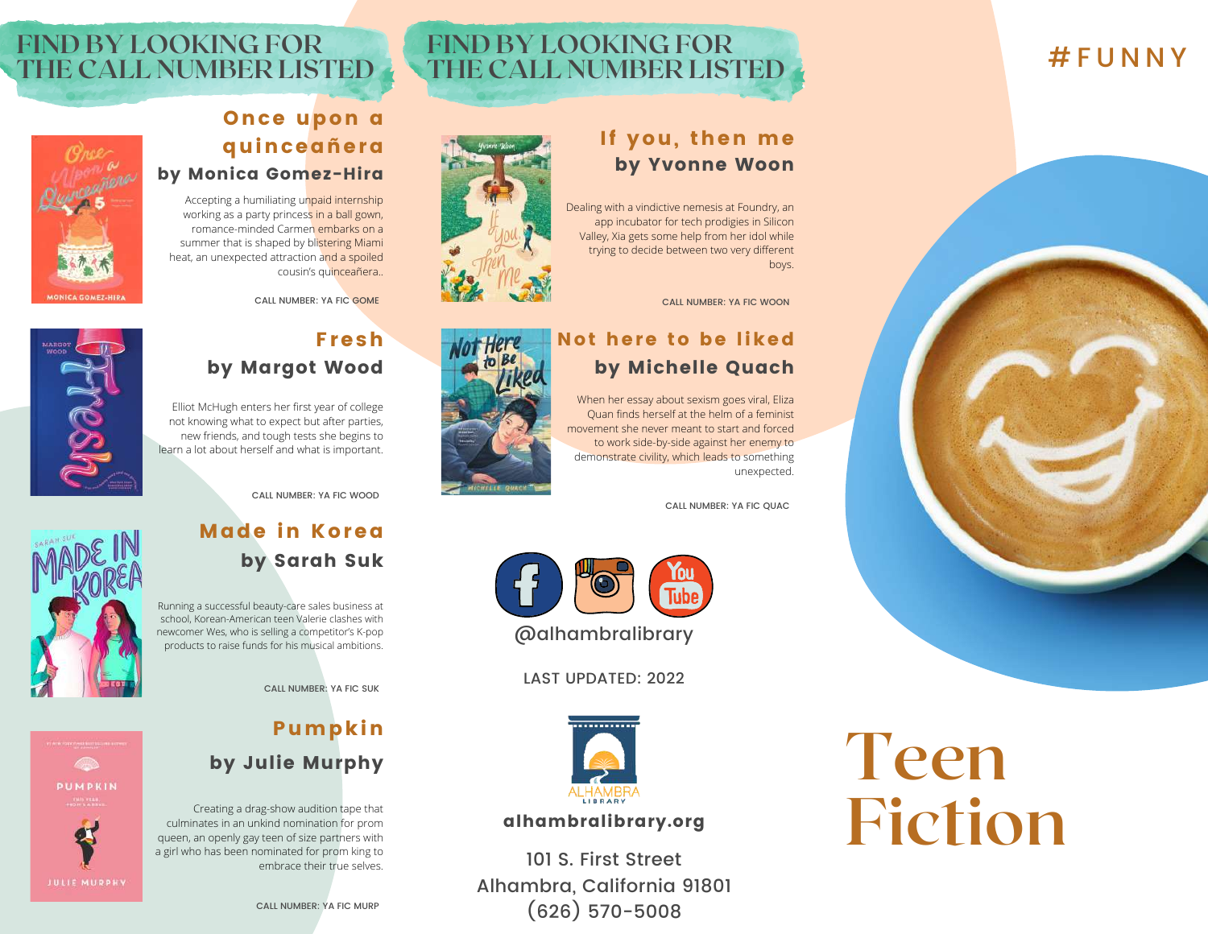## FIND BY LOOKING FOR THE CALL NUMBER LISTED

### Once upon a quinceañera

**by Monica Gomez-Hira**

Accepting a humiliating unpaid internship working as a party princess in a ball gown, romance-minded Carmen embarks on a summer that is shaped by blistering Miami heat, an unexpected attraction and a spoiled cousin's quinceañera..

CALL NUMBER: YA FIC GOME

### Fresh

**by Margot Wood**

Elliot McHugh enters her first year of college not knowing what to expect but after parties, new friends, and tough tests she begins to learn a lot about herself and what is important.

CALL NUMBER: YA FIC WOOD

### Made in Korea

**by Sarah Suk**

Running a successful beauty-care sales business at school, Korean-American teen Valerie clashes with newcomer Wes, who is selling a competitor's K-pop products to raise funds for his musical ambitions.

CALL NUMBER: YA FIC SUK

### Pumpkin

**by Julie Murphy**

Creating a drag-show audition tape that culminates in an unkind nomination for prom queen, an openly gay teen of size partners with a girl who has been nominated for prom king to embrace their true selves.

CALL NUMBER: YA FIC MURP

## FIND BY LOOKING FOR THE CALL NUMBER LISTED

### If you, then me

**by Yvonne Woon**

Dealing with a vindictive nemesis at Foundry, an app incubator for tech prodigies in Silicon Valley, Xia gets some help from her idol while trying to decide between two very different boys.

CALL NUMBER: YA FIC WOON

### Not here to be liked

**by Michelle Quach**

When her essay about sexism goes viral, Eliza Quan finds herself at the helm of a feminist movement she never meant to start and forced to work side-by-side against her enemy to demonstrate civility, which leads to something unexpected.

CALL NUMBER: YA FIC QUAC

@alhambralibrary

LAST UPDATED: 2022

ALHAMBRA LIBRARY

**alhambralibrary.org**

101 S. First Street
Alhambra, California 91801
(626) 570-5008

#FUNNY

# Teen Fiction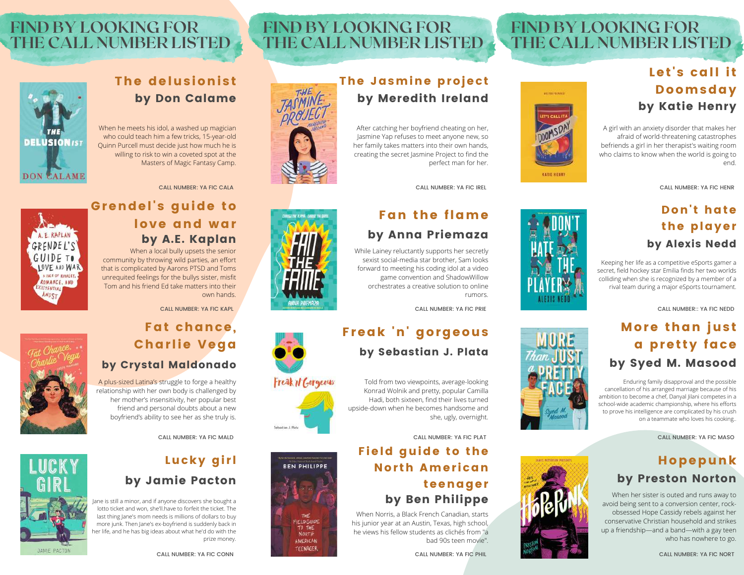## FIND BY LOOKING FOR THE CALL NUMBER LISTED

### The delusionist
**by Don Calame**

When he meets his idol, a washed up magician who could teach him a few tricks, 15-year-old Quinn Purcell must decide just how much he is willing to risk to win a coveted spot at the Masters of Magic Fantasy Camp.

CALL NUMBER: YA FIC CALA

### Grendel's guide to love and war
**by A.E. Kaplan**

When a local bully upsets the senior community by throwing wild parties, an effort that is complicated by Aarons PTSD and Toms unrequited feelings for the bullys sister, misfit Tom and his friend Ed take matters into their own hands.

CALL NUMBER: YA FIC KAPL

### Fat chance, Charlie Vega
**by Crystal Maldonado**

A plus-sized Latina's struggle to forge a healthy relationship with her own body is challenged by her mother's insensitivity, her popular best friend and personal doubts about a new boyfriend's ability to see her as she truly is.

CALL NUMBER: YA FIC MALD

### Lucky girl
**by Jamie Pacton**

Jane is still a minor, and if anyone discovers she bought a lotto ticket and won, she'll.have to forfeit the ticket. The last thing Jane's mom needs is millions of dollars to buy more junk. Then Jane's ex-boyfriend is suddenly back in her life, and he has big ideas about what he'd do with the prize money.

CALL NUMBER: YA FIC CONN

## FIND BY LOOKING FOR THE CALL NUMBER LISTED

### The Jasmine project
**by Meredith Ireland**

After catching her boyfriend cheating on her, Jasmine Yap refuses to meet anyone new, so her family takes matters into their own hands, creating the secret Jasmine Project to find the perfect man for her.

CALL NUMBER: YA FIC IREL

### Fan the flame
**by Anna Priemaza**

While Lainey reluctantly supports her secretly sexist social-media star brother, Sam looks forward to meeting his coding idol at a video game convention and ShadowWillow orchestrates a creative solution to online rumors.

CALL NUMBER: YA FIC PRIE

### Freak 'n' gorgeous
**by Sebastian J. Plata**

Told from two viewpoints, average-looking Konrad Wolnik and pretty, popular Camilla Hadi, both sixteen, find their lives turned upside-down when he becomes handsome and she, ugly, overnight.

CALL NUMBER: YA FIC PLAT

### Field guide to the North American teenager
**by Ben Philippe**

When Norris, a Black French Canadian, starts his junior year at an Austin, Texas, high school, he views his fellow students as clichés from "a bad 90s teen movie".

CALL NUMBER: YA FIC PHIL

## FIND BY LOOKING FOR THE CALL NUMBER LISTED

### Let's call it Doomsday
**by Katie Henry**

A girl with an anxiety disorder that makes her afraid of world-threatening catastrophes befriends a girl in her therapist's waiting room who claims to know when the world is going to end.

CALL NUMBER: YA FIC HENR

### Don't hate the player
**by Alexis Nedd**

Keeping her life as a competitive eSports gamer a secret, field hockey star Emilia finds her two worlds colliding when she is recognized by a member of a rival team during a major eSports tournament.

CALL NUMBER:: YA FIC NEDD

### More than just a pretty face
**by Syed M. Masood**

Enduring family disapproval and the possible cancellation of his arranged marriage because of his ambition to become a chef, Danyal Jilani competes in a school-wide academic championship, where his efforts to prove his intelligence are complicated by his crush on a teammate who loves his cooking..

CALL NUMBER: YA FIC MASO

### Hopepunk
**by Preston Norton**

When her sister is outed and runs away to avoid being sent to a conversion center, rock-obsessed Hope Cassidy rebels against her conservative Christian household and strikes up a friendship—and a band—with a gay teen who has nowhere to go.

CALL NUMBER: YA FIC NORT